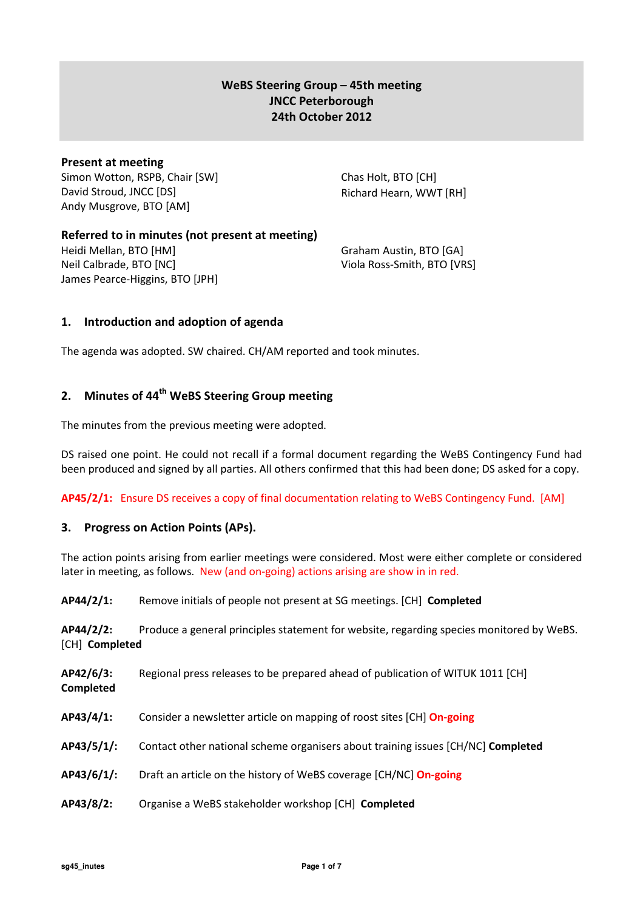**WeBS Steering Group – 45th meeting**
**JNCC Peterborough**
**24th October 2012**

### Present at meeting

Simon Wotton, RSPB, Chair [SW]
David Stroud, JNCC [DS]
Andy Musgrove, BTO [AM]
Chas Holt, BTO [CH]
Richard Hearn, WWT [RH]

### Referred to in minutes (not present at meeting)

Heidi Mellan, BTO [HM]
Neil Calbrade, BTO [NC]
James Pearce-Higgins, BTO [JPH]
Graham Austin, BTO [GA]
Viola Ross-Smith, BTO [VRS]

## 1. Introduction and adoption of agenda

The agenda was adopted. SW chaired. CH/AM reported and took minutes.

## 2. Minutes of 44th WeBS Steering Group meeting

The minutes from the previous meeting were adopted.

DS raised one point. He could not recall if a formal document regarding the WeBS Contingency Fund had been produced and signed by all parties. All others confirmed that this had been done; DS asked for a copy.

**AP45/2/1:** Ensure DS receives a copy of final documentation relating to WeBS Contingency Fund. [AM]

## 3. Progress on Action Points (APs).

The action points arising from earlier meetings were considered. Most were either complete or considered later in meeting, as follows. New (and on-going) actions arising are show in in red.

**AP44/2/1:** Remove initials of people not present at SG meetings. [CH] **Completed**

**AP44/2/2:** Produce a general principles statement for website, regarding species monitored by WeBS. [CH] **Completed**

**AP42/6/3:** Regional press releases to be prepared ahead of publication of WITUK 1011 [CH] **Completed**

**AP43/4/1:** Consider a newsletter article on mapping of roost sites [CH] **On-going**

**AP43/5/1/:** Contact other national scheme organisers about training issues [CH/NC] **Completed**

**AP43/6/1/:** Draft an article on the history of WeBS coverage [CH/NC] **On-going**

**AP43/8/2:** Organise a WeBS stakeholder workshop [CH] **Completed**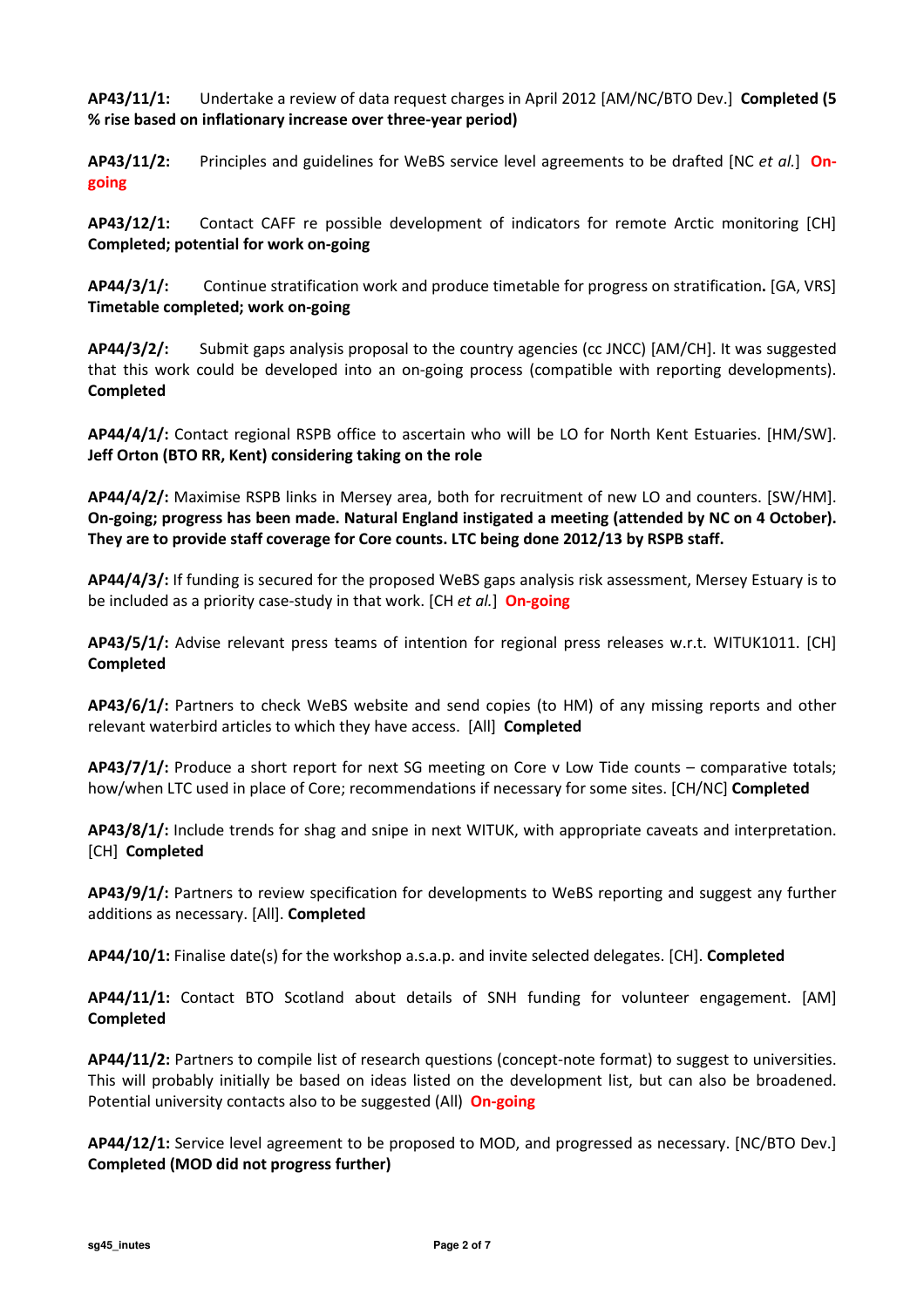**AP43/11/1:** Undertake a review of data request charges in April 2012 [AM/NC/BTO Dev.] **Completed (5 % rise based on inflationary increase over three-year period)**

**AP43/11/2:** Principles and guidelines for WeBS service level agreements to be drafted [NC *et al.*] **On-going**

**AP43/12/1:** Contact CAFF re possible development of indicators for remote Arctic monitoring [CH] **Completed; potential for work on-going**

**AP44/3/1/:** Continue stratification work and produce timetable for progress on stratification**.** [GA, VRS] **Timetable completed; work on-going**

**AP44/3/2/:** Submit gaps analysis proposal to the country agencies (cc JNCC) [AM/CH]. It was suggested that this work could be developed into an on-going process (compatible with reporting developments). **Completed**

**AP44/4/1/:** Contact regional RSPB office to ascertain who will be LO for North Kent Estuaries. [HM/SW]. **Jeff Orton (BTO RR, Kent) considering taking on the role**

**AP44/4/2/:** Maximise RSPB links in Mersey area, both for recruitment of new LO and counters. [SW/HM]. **On-going; progress has been made. Natural England instigated a meeting (attended by NC on 4 October). They are to provide staff coverage for Core counts. LTC being done 2012/13 by RSPB staff.**

**AP44/4/3/:** If funding is secured for the proposed WeBS gaps analysis risk assessment, Mersey Estuary is to be included as a priority case-study in that work. [CH *et al.*] **On-going**

**AP43/5/1/:** Advise relevant press teams of intention for regional press releases w.r.t. WITUK1011. [CH] **Completed**

**AP43/6/1/:** Partners to check WeBS website and send copies (to HM) of any missing reports and other relevant waterbird articles to which they have access. [All] **Completed**

**AP43/7/1/:** Produce a short report for next SG meeting on Core v Low Tide counts – comparative totals; how/when LTC used in place of Core; recommendations if necessary for some sites. [CH/NC] **Completed**

**AP43/8/1/:** Include trends for shag and snipe in next WITUK, with appropriate caveats and interpretation. [CH] **Completed**

**AP43/9/1/:** Partners to review specification for developments to WeBS reporting and suggest any further additions as necessary. [All]. **Completed**

**AP44/10/1:** Finalise date(s) for the workshop a.s.a.p. and invite selected delegates. [CH]. **Completed**

**AP44/11/1:** Contact BTO Scotland about details of SNH funding for volunteer engagement. [AM] **Completed**

**AP44/11/2:** Partners to compile list of research questions (concept-note format) to suggest to universities. This will probably initially be based on ideas listed on the development list, but can also be broadened. Potential university contacts also to be suggested (All) **On-going**

**AP44/12/1:** Service level agreement to be proposed to MOD, and progressed as necessary. [NC/BTO Dev.] **Completed (MOD did not progress further)**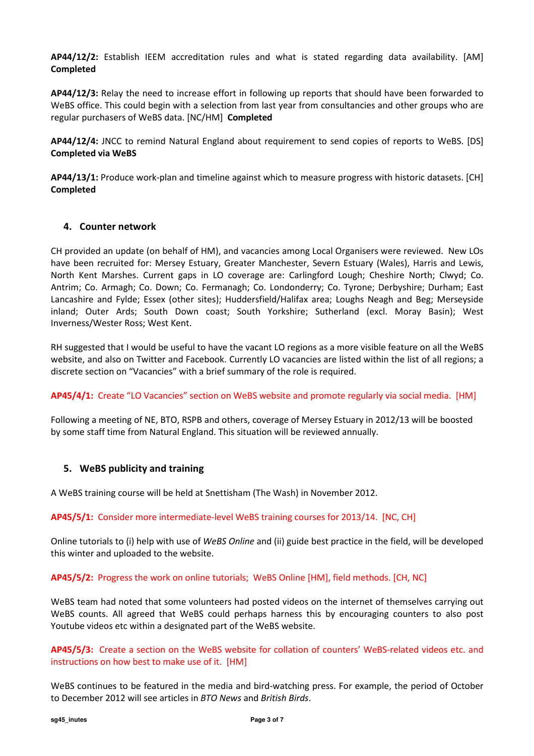**AP44/12/2:** Establish IEEM accreditation rules and what is stated regarding data availability. [AM] **Completed**

**AP44/12/3:** Relay the need to increase effort in following up reports that should have been forwarded to WeBS office. This could begin with a selection from last year from consultancies and other groups who are regular purchasers of WeBS data. [NC/HM] **Completed**

**AP44/12/4:** JNCC to remind Natural England about requirement to send copies of reports to WeBS. [DS] **Completed via WeBS**

**AP44/13/1:** Produce work-plan and timeline against which to measure progress with historic datasets. [CH] **Completed**

## 4. Counter network

CH provided an update (on behalf of HM), and vacancies among Local Organisers were reviewed. New LOs have been recruited for: Mersey Estuary, Greater Manchester, Severn Estuary (Wales), Harris and Lewis, North Kent Marshes. Current gaps in LO coverage are: Carlingford Lough; Cheshire North; Clwyd; Co. Antrim; Co. Armagh; Co. Down; Co. Fermanagh; Co. Londonderry; Co. Tyrone; Derbyshire; Durham; East Lancashire and Fylde; Essex (other sites); Huddersfield/Halifax area; Loughs Neagh and Beg; Merseyside inland; Outer Ards; South Down coast; South Yorkshire; Sutherland (excl. Moray Basin); West Inverness/Wester Ross; West Kent.

RH suggested that I would be useful to have the vacant LO regions as a more visible feature on all the WeBS website, and also on Twitter and Facebook. Currently LO vacancies are listed within the list of all regions; a discrete section on "Vacancies" with a brief summary of the role is required.

**AP45/4/1:** Create "LO Vacancies" section on WeBS website and promote regularly via social media. [HM]

Following a meeting of NE, BTO, RSPB and others, coverage of Mersey Estuary in 2012/13 will be boosted by some staff time from Natural England. This situation will be reviewed annually.

## 5. WeBS publicity and training

A WeBS training course will be held at Snettisham (The Wash) in November 2012.

**AP45/5/1:** Consider more intermediate-level WeBS training courses for 2013/14. [NC, CH]

Online tutorials to (i) help with use of *WeBS Online* and (ii) guide best practice in the field, will be developed this winter and uploaded to the website.

**AP45/5/2:** Progress the work on online tutorials; WeBS Online [HM], field methods. [CH, NC]

WeBS team had noted that some volunteers had posted videos on the internet of themselves carrying out WeBS counts. All agreed that WeBS could perhaps harness this by encouraging counters to also post Youtube videos etc within a designated part of the WeBS website.

**AP45/5/3:** Create a section on the WeBS website for collation of counters' WeBS-related videos etc. and instructions on how best to make use of it. [HM]

WeBS continues to be featured in the media and bird-watching press. For example, the period of October to December 2012 will see articles in *BTO News* and *British Birds*.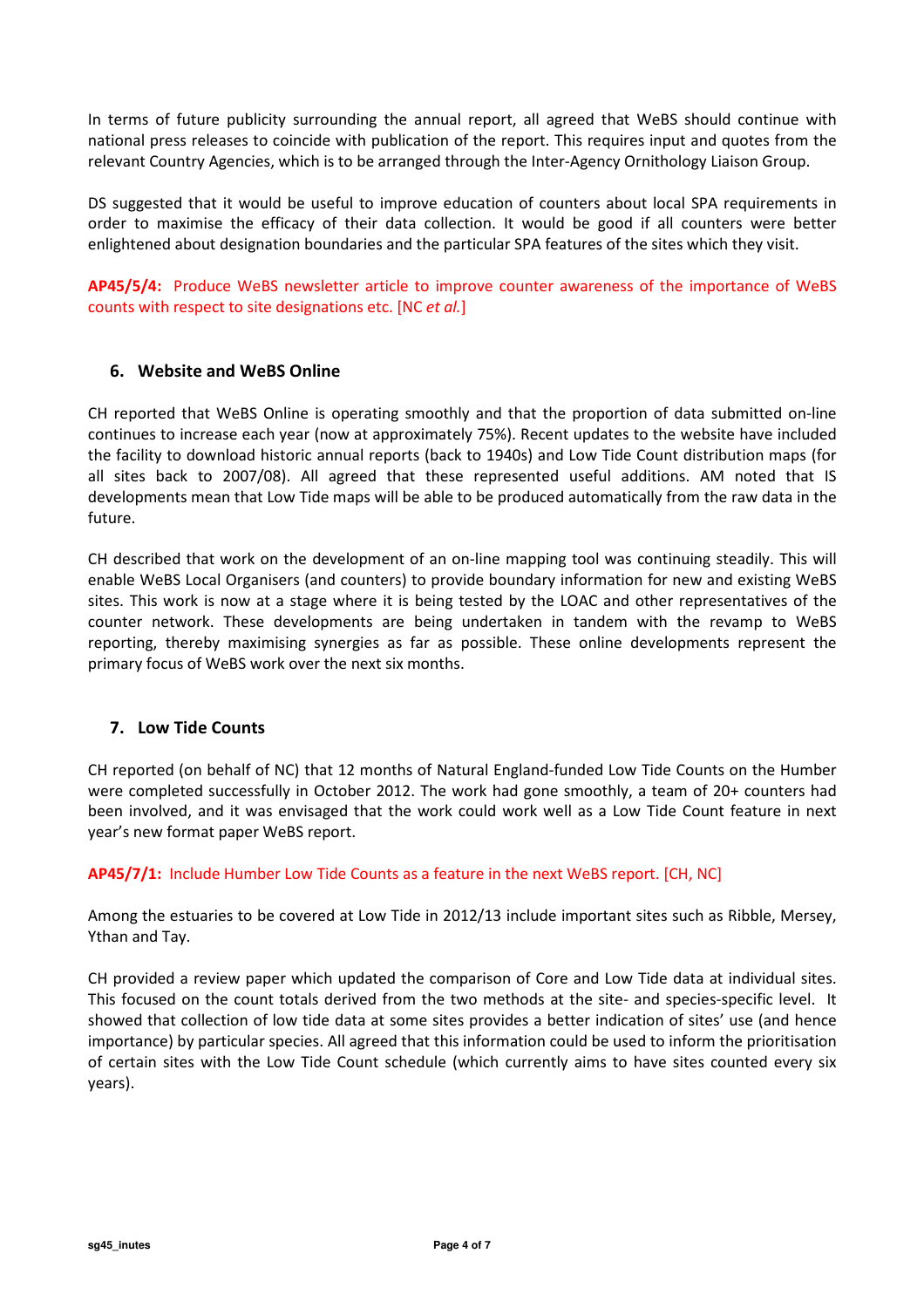In terms of future publicity surrounding the annual report, all agreed that WeBS should continue with national press releases to coincide with publication of the report. This requires input and quotes from the relevant Country Agencies, which is to be arranged through the Inter-Agency Ornithology Liaison Group.

DS suggested that it would be useful to improve education of counters about local SPA requirements in order to maximise the efficacy of their data collection. It would be good if all counters were better enlightened about designation boundaries and the particular SPA features of the sites which they visit.

**AP45/5/4:** Produce WeBS newsletter article to improve counter awareness of the importance of WeBS counts with respect to site designations etc. [NC *et al.*]

## 6. Website and WeBS Online

CH reported that WeBS Online is operating smoothly and that the proportion of data submitted on-line continues to increase each year (now at approximately 75%). Recent updates to the website have included the facility to download historic annual reports (back to 1940s) and Low Tide Count distribution maps (for all sites back to 2007/08). All agreed that these represented useful additions. AM noted that IS developments mean that Low Tide maps will be able to be produced automatically from the raw data in the future.

CH described that work on the development of an on-line mapping tool was continuing steadily. This will enable WeBS Local Organisers (and counters) to provide boundary information for new and existing WeBS sites. This work is now at a stage where it is being tested by the LOAC and other representatives of the counter network. These developments are being undertaken in tandem with the revamp to WeBS reporting, thereby maximising synergies as far as possible. These online developments represent the primary focus of WeBS work over the next six months.

## 7. Low Tide Counts

CH reported (on behalf of NC) that 12 months of Natural England-funded Low Tide Counts on the Humber were completed successfully in October 2012. The work had gone smoothly, a team of 20+ counters had been involved, and it was envisaged that the work could work well as a Low Tide Count feature in next year's new format paper WeBS report.

**AP45/7/1:** Include Humber Low Tide Counts as a feature in the next WeBS report. [CH, NC]

Among the estuaries to be covered at Low Tide in 2012/13 include important sites such as Ribble, Mersey, Ythan and Tay.

CH provided a review paper which updated the comparison of Core and Low Tide data at individual sites. This focused on the count totals derived from the two methods at the site- and species-specific level. It showed that collection of low tide data at some sites provides a better indication of sites' use (and hence importance) by particular species. All agreed that this information could be used to inform the prioritisation of certain sites with the Low Tide Count schedule (which currently aims to have sites counted every six years).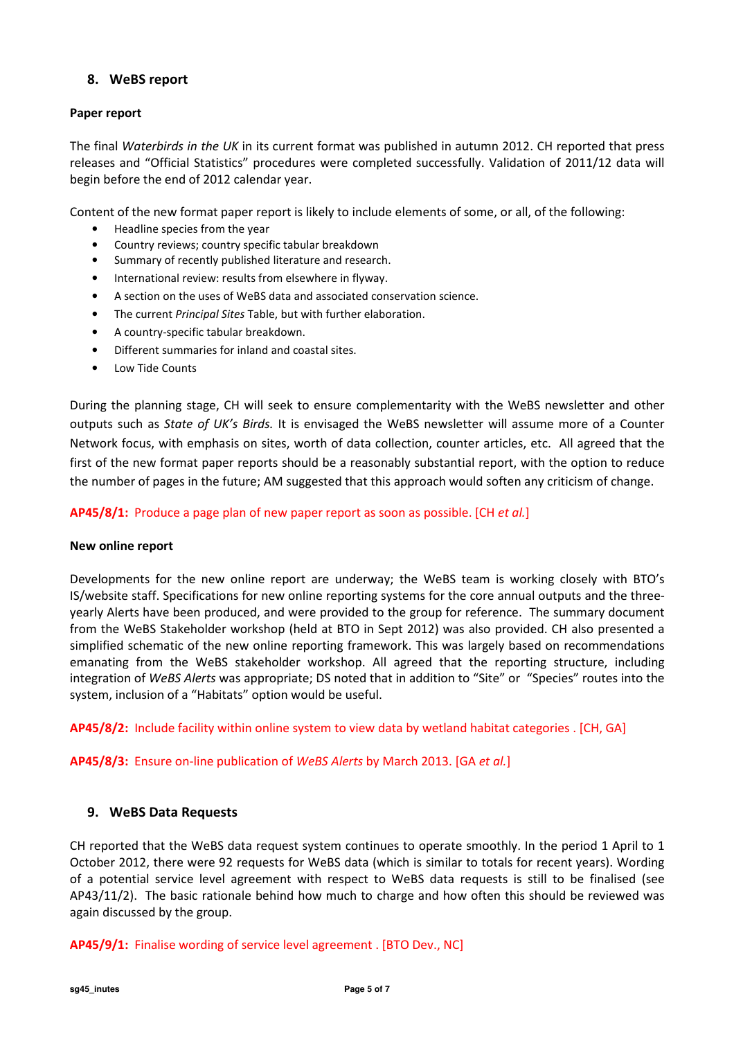## 8. WeBS report

**Paper report**

The final *Waterbirds in the UK* in its current format was published in autumn 2012. CH reported that press releases and "Official Statistics" procedures were completed successfully. Validation of 2011/12 data will begin before the end of 2012 calendar year.

Content of the new format paper report is likely to include elements of some, or all, of the following:

- Headline species from the year
- Country reviews; country specific tabular breakdown
- Summary of recently published literature and research.
- International review: results from elsewhere in flyway.
- A section on the uses of WeBS data and associated conservation science.
- The current *Principal Sites* Table, but with further elaboration.
- A country-specific tabular breakdown.
- Different summaries for inland and coastal sites.
- Low Tide Counts

During the planning stage, CH will seek to ensure complementarity with the WeBS newsletter and other outputs such as *State of UK's Birds.* It is envisaged the WeBS newsletter will assume more of a Counter Network focus, with emphasis on sites, worth of data collection, counter articles, etc. All agreed that the first of the new format paper reports should be a reasonably substantial report, with the option to reduce the number of pages in the future; AM suggested that this approach would soften any criticism of change.

**AP45/8/1:** Produce a page plan of new paper report as soon as possible. [CH *et al.*]

**New online report**

Developments for the new online report are underway; the WeBS team is working closely with BTO's IS/website staff. Specifications for new online reporting systems for the core annual outputs and the three-yearly Alerts have been produced, and were provided to the group for reference. The summary document from the WeBS Stakeholder workshop (held at BTO in Sept 2012) was also provided. CH also presented a simplified schematic of the new online reporting framework. This was largely based on recommendations emanating from the WeBS stakeholder workshop. All agreed that the reporting structure, including integration of *WeBS Alerts* was appropriate; DS noted that in addition to "Site" or "Species" routes into the system, inclusion of a "Habitats" option would be useful.

**AP45/8/2:** Include facility within online system to view data by wetland habitat categories . [CH, GA]

**AP45/8/3:** Ensure on-line publication of *WeBS Alerts* by March 2013. [GA *et al.*]

## 9. WeBS Data Requests

CH reported that the WeBS data request system continues to operate smoothly. In the period 1 April to 1 October 2012, there were 92 requests for WeBS data (which is similar to totals for recent years). Wording of a potential service level agreement with respect to WeBS data requests is still to be finalised (see AP43/11/2). The basic rationale behind how much to charge and how often this should be reviewed was again discussed by the group.

**AP45/9/1:** Finalise wording of service level agreement . [BTO Dev., NC]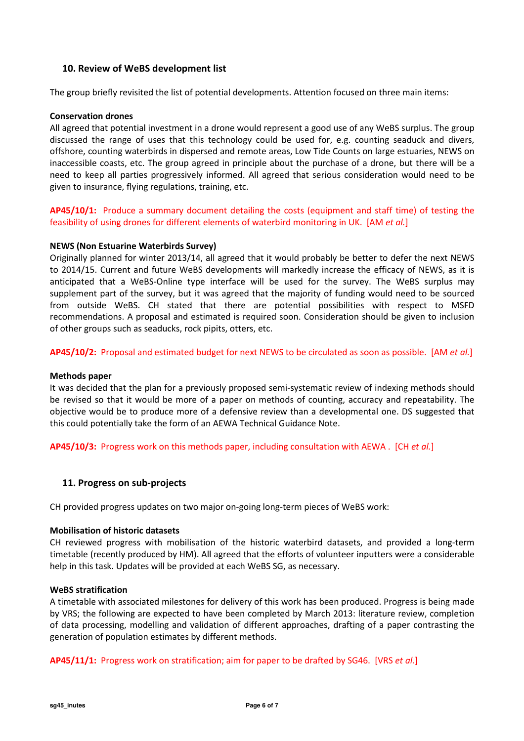## 10. Review of WeBS development list

The group briefly revisited the list of potential developments. Attention focused on three main items:

**Conservation drones**

All agreed that potential investment in a drone would represent a good use of any WeBS surplus. The group discussed the range of uses that this technology could be used for, e.g. counting seaduck and divers, offshore, counting waterbirds in dispersed and remote areas, Low Tide Counts on large estuaries, NEWS on inaccessible coasts, etc. The group agreed in principle about the purchase of a drone, but there will be a need to keep all parties progressively informed. All agreed that serious consideration would need to be given to insurance, flying regulations, training, etc.

**AP45/10/1:** Produce a summary document detailing the costs (equipment and staff time) of testing the feasibility of using drones for different elements of waterbird monitoring in UK. [AM *et al.*]

**NEWS (Non Estuarine Waterbirds Survey)**

Originally planned for winter 2013/14, all agreed that it would probably be better to defer the next NEWS to 2014/15. Current and future WeBS developments will markedly increase the efficacy of NEWS, as it is anticipated that a WeBS-Online type interface will be used for the survey. The WeBS surplus may supplement part of the survey, but it was agreed that the majority of funding would need to be sourced from outside WeBS. CH stated that there are potential possibilities with respect to MSFD recommendations. A proposal and estimated is required soon. Consideration should be given to inclusion of other groups such as seaducks, rock pipits, otters, etc.

**AP45/10/2:** Proposal and estimated budget for next NEWS to be circulated as soon as possible. [AM *et al.*]

**Methods paper**

It was decided that the plan for a previously proposed semi-systematic review of indexing methods should be revised so that it would be more of a paper on methods of counting, accuracy and repeatability. The objective would be to produce more of a defensive review than a developmental one. DS suggested that this could potentially take the form of an AEWA Technical Guidance Note.

**AP45/10/3:** Progress work on this methods paper, including consultation with AEWA . [CH *et al.*]

## 11. Progress on sub-projects

CH provided progress updates on two major on-going long-term pieces of WeBS work:

**Mobilisation of historic datasets**

CH reviewed progress with mobilisation of the historic waterbird datasets, and provided a long-term timetable (recently produced by HM). All agreed that the efforts of volunteer inputters were a considerable help in this task. Updates will be provided at each WeBS SG, as necessary.

**WeBS stratification**

A timetable with associated milestones for delivery of this work has been produced. Progress is being made by VRS; the following are expected to have been completed by March 2013: literature review, completion of data processing, modelling and validation of different approaches, drafting of a paper contrasting the generation of population estimates by different methods.

**AP45/11/1:** Progress work on stratification; aim for paper to be drafted by SG46. [VRS *et al.*]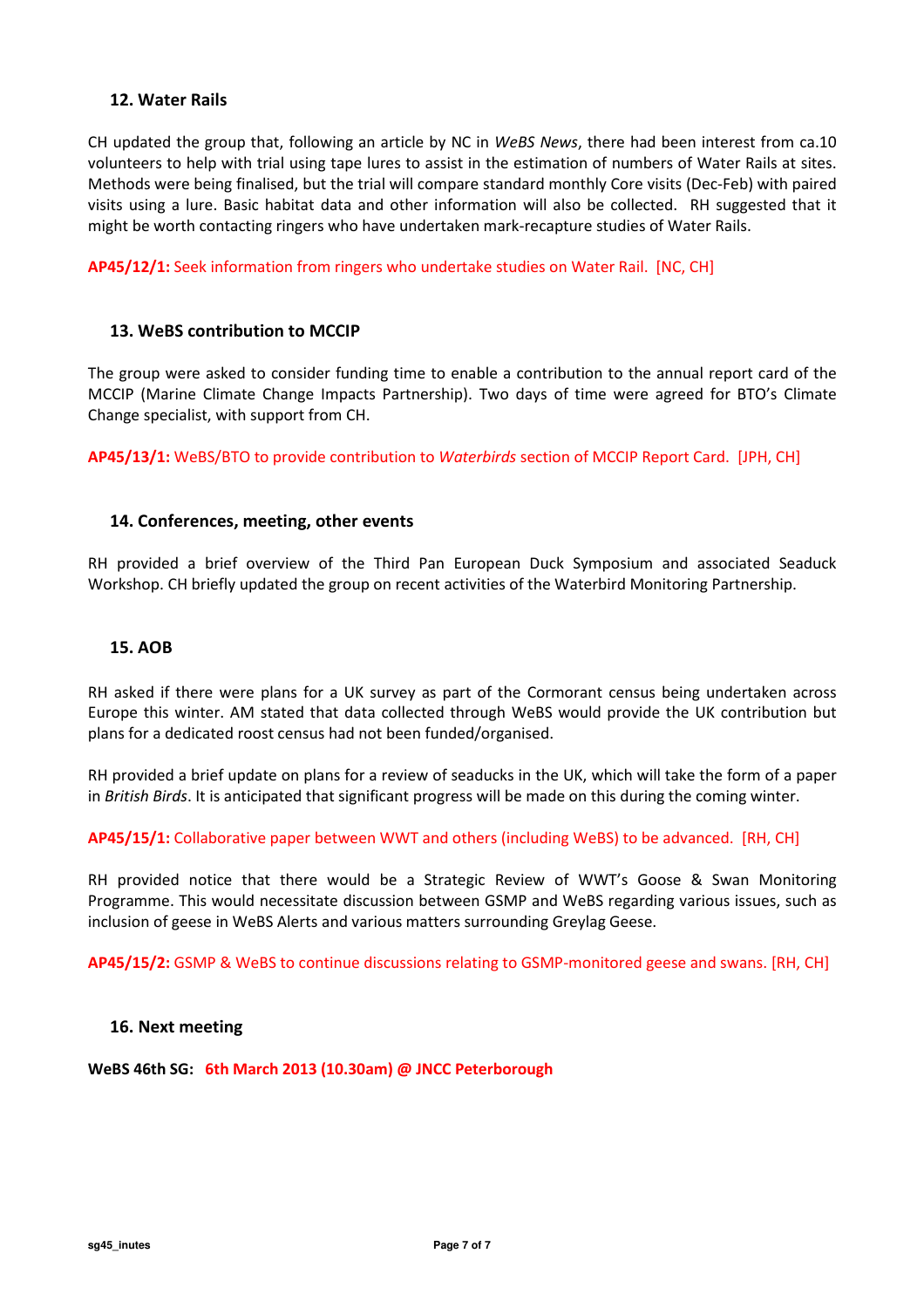## 12. Water Rails

CH updated the group that, following an article by NC in *WeBS News*, there had been interest from ca.10 volunteers to help with trial using tape lures to assist in the estimation of numbers of Water Rails at sites. Methods were being finalised, but the trial will compare standard monthly Core visits (Dec-Feb) with paired visits using a lure. Basic habitat data and other information will also be collected. RH suggested that it might be worth contacting ringers who have undertaken mark-recapture studies of Water Rails.

**AP45/12/1:** Seek information from ringers who undertake studies on Water Rail. [NC, CH]

## 13. WeBS contribution to MCCIP

The group were asked to consider funding time to enable a contribution to the annual report card of the MCCIP (Marine Climate Change Impacts Partnership). Two days of time were agreed for BTO's Climate Change specialist, with support from CH.

**AP45/13/1:** WeBS/BTO to provide contribution to *Waterbirds* section of MCCIP Report Card. [JPH, CH]

## 14. Conferences, meeting, other events

RH provided a brief overview of the Third Pan European Duck Symposium and associated Seaduck Workshop. CH briefly updated the group on recent activities of the Waterbird Monitoring Partnership.

## 15. AOB

RH asked if there were plans for a UK survey as part of the Cormorant census being undertaken across Europe this winter. AM stated that data collected through WeBS would provide the UK contribution but plans for a dedicated roost census had not been funded/organised.

RH provided a brief update on plans for a review of seaducks in the UK, which will take the form of a paper in *British Birds*. It is anticipated that significant progress will be made on this during the coming winter.

**AP45/15/1:** Collaborative paper between WWT and others (including WeBS) to be advanced. [RH, CH]

RH provided notice that there would be a Strategic Review of WWT's Goose & Swan Monitoring Programme. This would necessitate discussion between GSMP and WeBS regarding various issues, such as inclusion of geese in WeBS Alerts and various matters surrounding Greylag Geese.

**AP45/15/2:** GSMP & WeBS to continue discussions relating to GSMP-monitored geese and swans. [RH, CH]

## 16. Next meeting

**WeBS 46th SG: 6th March 2013 (10.30am) @ JNCC Peterborough**